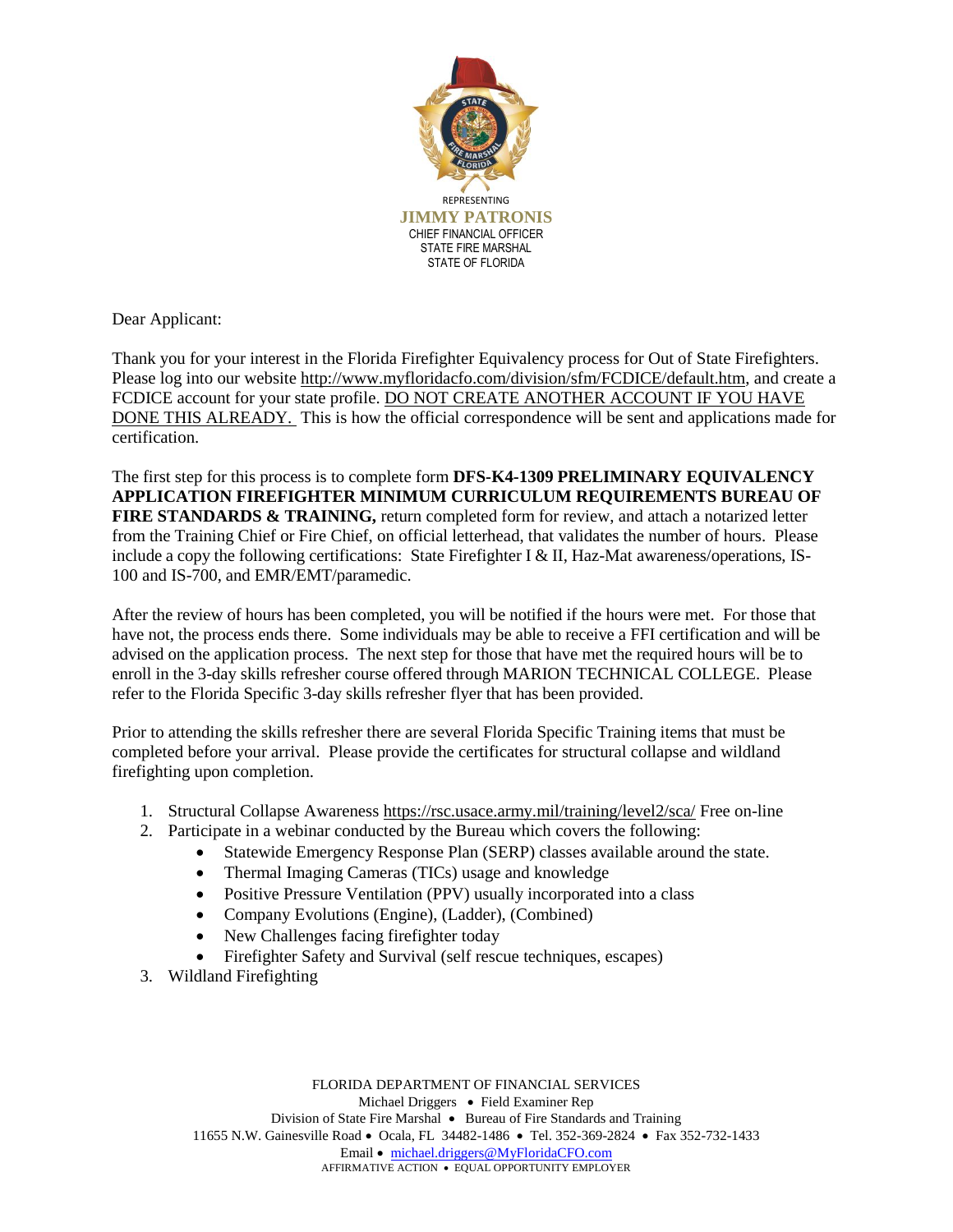REPRESENTING

**JIMMY PATRONIS**

CHIEF FINANCIAL OFFICER
STATE FIRE MARSHAL
STATE OF FLORIDA

Dear Applicant:

Thank you for your interest in the Florida Firefighter Equivalency process for Out of State Firefighters. Please log into our website http://www.myfloridacfo.com/division/sfm/FCDICE/default.htm, and create a FCDICE account for your state profile. DO NOT CREATE ANOTHER ACCOUNT IF YOU HAVE DONE THIS ALREADY. This is how the official correspondence will be sent and applications made for certification.

The first step for this process is to complete form **DFS-K4-1309 PRELIMINARY EQUIVALENCY APPLICATION FIREFIGHTER MINIMUM CURRICULUM REQUIREMENTS BUREAU OF FIRE STANDARDS & TRAINING,** return completed form for review, and attach a notarized letter from the Training Chief or Fire Chief, on official letterhead, that validates the number of hours. Please include a copy the following certifications: State Firefighter I & II, Haz-Mat awareness/operations, IS-100 and IS-700, and EMR/EMT/paramedic.

After the review of hours has been completed, you will be notified if the hours were met. For those that have not, the process ends there. Some individuals may be able to receive a FFI certification and will be advised on the application process. The next step for those that have met the required hours will be to enroll in the 3-day skills refresher course offered through MARION TECHNICAL COLLEGE. Please refer to the Florida Specific 3-day skills refresher flyer that has been provided.

Prior to attending the skills refresher there are several Florida Specific Training items that must be completed before your arrival. Please provide the certificates for structural collapse and wildland firefighting upon completion.

1. Structural Collapse Awareness https://rsc.usace.army.mil/training/level2/sca/ Free on-line
2. Participate in a webinar conducted by the Bureau which covers the following:
   - Statewide Emergency Response Plan (SERP) classes available around the state.
   - Thermal Imaging Cameras (TICs) usage and knowledge
   - Positive Pressure Ventilation (PPV) usually incorporated into a class
   - Company Evolutions (Engine), (Ladder), (Combined)
   - New Challenges facing firefighter today
   - Firefighter Safety and Survival (self rescue techniques, escapes)
3. Wildland Firefighting

FLORIDA DEPARTMENT OF FINANCIAL SERVICES
Michael Driggers • Field Examiner Rep
Division of State Fire Marshal • Bureau of Fire Standards and Training
11655 N.W. Gainesville Road • Ocala, FL 34482-1486 • Tel. 352-369-2824 • Fax 352-732-1433
Email • michael.driggers@MyFloridaCFO.com
AFFIRMATIVE ACTION • EQUAL OPPORTUNITY EMPLOYER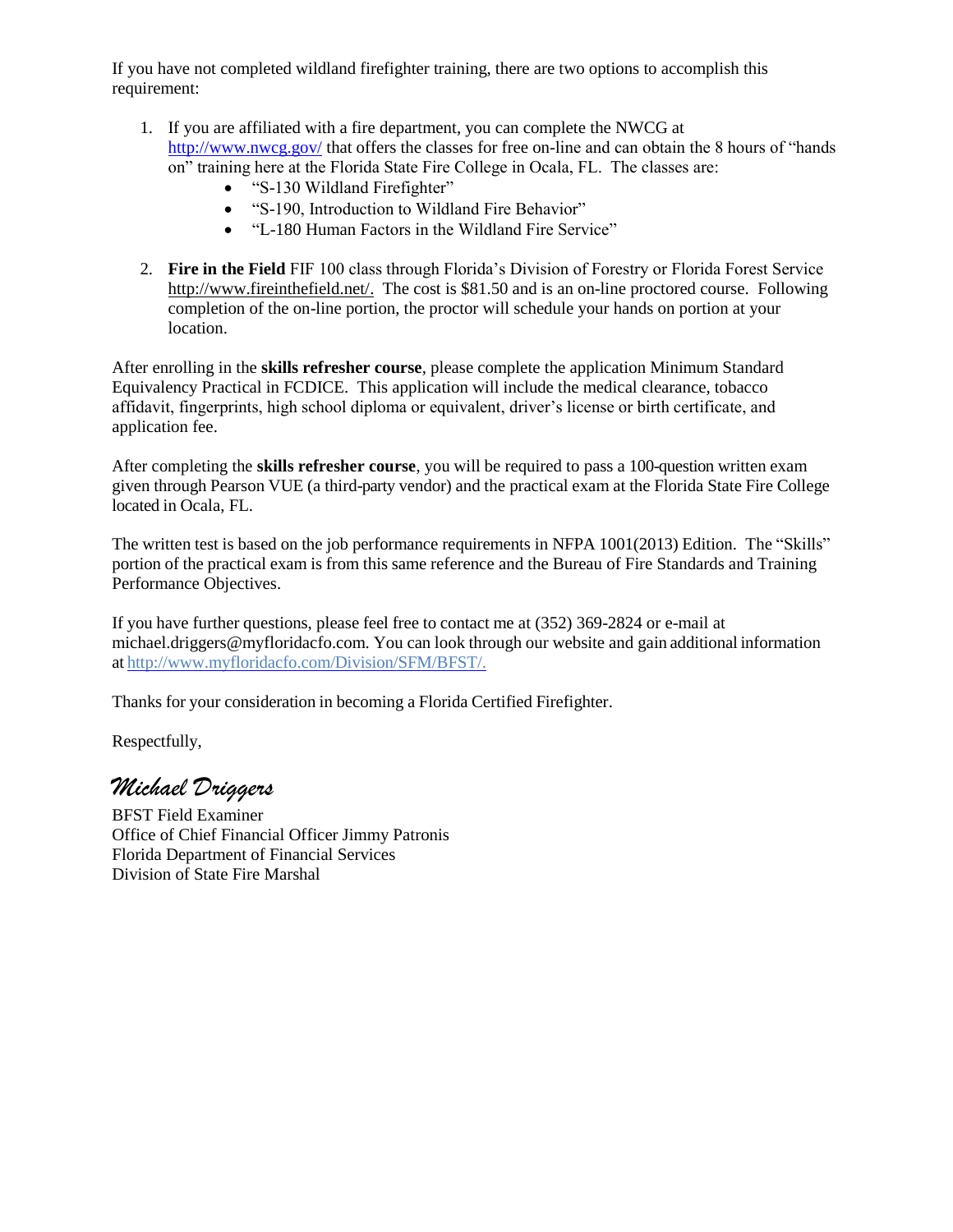If you have not completed wildland firefighter training, there are two options to accomplish this requirement:

1. If you are affiliated with a fire department, you can complete the NWCG at http://www.nwcg.gov/ that offers the classes for free on-line and can obtain the 8 hours of "hands on" training here at the Florida State Fire College in Ocala, FL. The classes are:
   - "S-130 Wildland Firefighter"
   - "S-190, Introduction to Wildland Fire Behavior"
   - "L-180 Human Factors in the Wildland Fire Service"

2. **Fire in the Field** FIF 100 class through Florida's Division of Forestry or Florida Forest Service http://www.fireinthefield.net/. The cost is $81.50 and is an on-line proctored course. Following completion of the on-line portion, the proctor will schedule your hands on portion at your location.

After enrolling in the **skills refresher course**, please complete the application Minimum Standard Equivalency Practical in FCDICE. This application will include the medical clearance, tobacco affidavit, fingerprints, high school diploma or equivalent, driver's license or birth certificate, and application fee.

After completing the **skills refresher course**, you will be required to pass a 100-question written exam given through Pearson VUE (a third-party vendor) and the practical exam at the Florida State Fire College located in Ocala, FL.

The written test is based on the job performance requirements in NFPA 1001(2013) Edition. The "Skills" portion of the practical exam is from this same reference and the Bureau of Fire Standards and Training Performance Objectives.

If you have further questions, please feel free to contact me at (352) 369-2824 or e-mail at michael.driggers@myfloridacfo.com. You can look through our website and gain additional information at http://www.myfloridacfo.com/Division/SFM/BFST/.

Thanks for your consideration in becoming a Florida Certified Firefighter.

Respectfully,

*Michael Driggers*

BFST Field Examiner
Office of Chief Financial Officer Jimmy Patronis
Florida Department of Financial Services
Division of State Fire Marshal